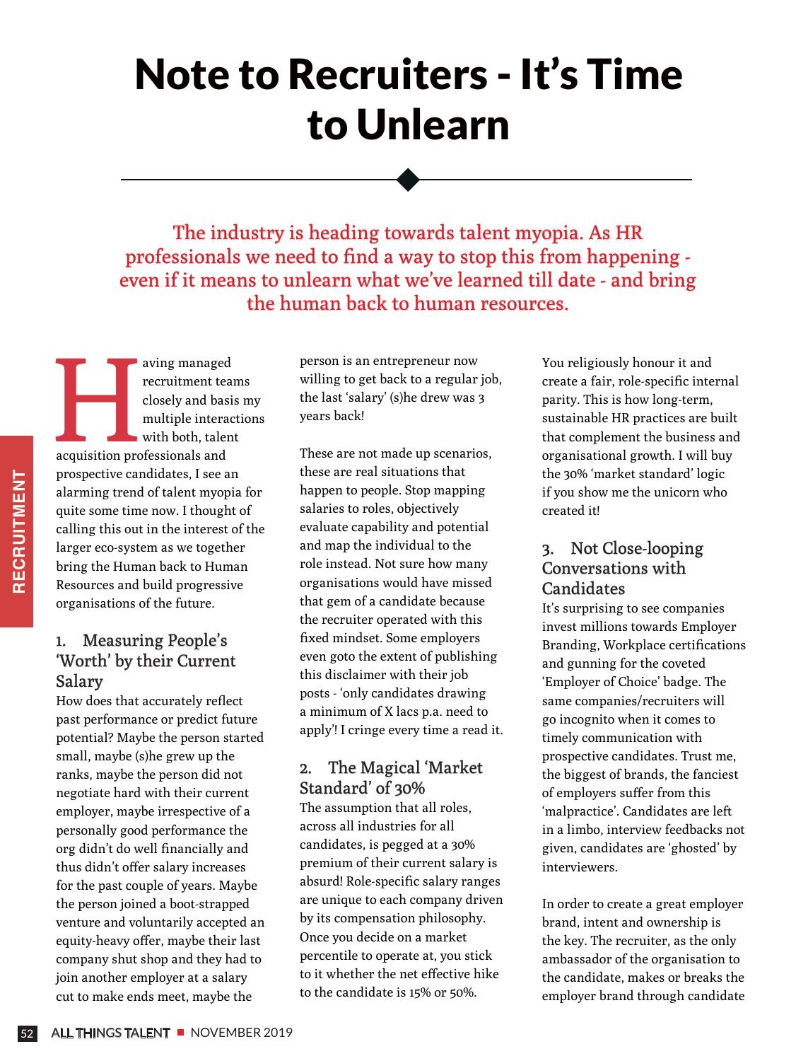# Note to Recruiters - It's Time to Unlearn

The industry is heading towards talent myopia. As HR professionals we need to find a way to stop this from happening - even if it means to unlearn what we've learned till date - and bring the human back to human resources.

Having managed recruitment teams closely and basis my multiple interactions with both, talent acquisition professionals and prospective candidates, I see an alarming trend of talent myopia for quite some time now. I thought of calling this out in the interest of the larger eco-system as we together bring the Human back to Human Resources and build progressive organisations of the future.

### 1. Measuring People's 'Worth' by their Current Salary

How does that accurately reflect past performance or predict future potential? Maybe the person started small, maybe (s)he grew up the ranks, maybe the person did not negotiate hard with their current employer, maybe irrespective of a personally good performance the org didn't do well financially and thus didn't offer salary increases for the past couple of years. Maybe the person joined a boot-strapped venture and voluntarily accepted an equity-heavy offer, maybe their last company shut shop and they had to join another employer at a salary cut to make ends meet, maybe the person is an entrepreneur now willing to get back to a regular job, the last 'salary' (s)he drew was 3 years back!

These are not made up scenarios, these are real situations that happen to people. Stop mapping salaries to roles, objectively evaluate capability and potential and map the individual to the role instead. Not sure how many organisations would have missed that gem of a candidate because the recruiter operated with this fixed mindset. Some employers even goto the extent of publishing this disclaimer with their job posts - 'only candidates drawing a minimum of X lacs p.a. need to apply'! I cringe every time a read it.

### 2. The Magical 'Market Standard' of 30%

The assumption that all roles, across all industries for all candidates, is pegged at a 30% premium of their current salary is absurd! Role-specific salary ranges are unique to each company driven by its compensation philosophy. Once you decide on a market percentile to operate at, you stick to it whether the net effective hike to the candidate is 15% or 50%. You religiously honour it and create a fair, role-specific internal parity. This is how long-term, sustainable HR practices are built that complement the business and organisational growth. I will buy the 30% 'market standard' logic if you show me the unicorn who created it!

### 3. Not Close-looping Conversations with Candidates

It's surprising to see companies invest millions towards Employer Branding, Workplace certifications and gunning for the coveted 'Employer of Choice' badge. The same companies/recruiters will go incognito when it comes to timely communication with prospective candidates. Trust me, the biggest of brands, the fanciest of employers suffer from this 'malpractice'. Candidates are left in a limbo, interview feedbacks not given, candidates are 'ghosted' by interviewers.

In order to create a great employer brand, intent and ownership is the key. The recruiter, as the only ambassador of the organisation to the candidate, makes or breaks the employer brand through candidate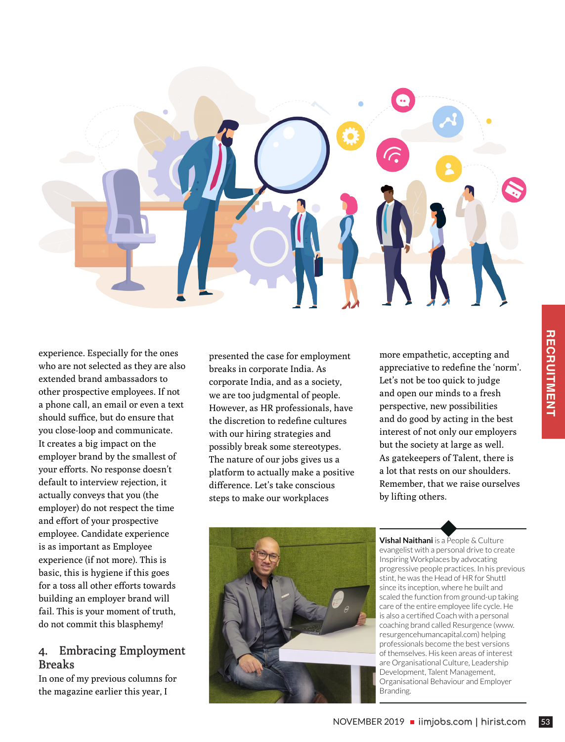experience. Especially for the ones who are not selected as they are also extended brand ambassadors to other prospective employees. If not a phone call, an email or even a text should suffice, but do ensure that you close-loop and communicate. It creates a big impact on the employer brand by the smallest of your efforts. No response doesn't default to interview rejection, it actually conveys that you (the employer) do not respect the time and effort of your prospective employee. Candidate experience is as important as Employee experience (if not more). This is basic, this is hygiene if this goes for a toss all other efforts towards building an employer brand will fail. This is your moment of truth, do not commit this blasphemy!

## 4. Embracing Employment Breaks

In one of my previous columns for the magazine earlier this year, I presented the case for employment breaks in corporate India. As corporate India, and as a society, we are too judgmental of people. However, as HR professionals, have the discretion to redefine cultures with our hiring strategies and possibly break some stereotypes. The nature of our jobs gives us a platform to actually make a positive difference. Let's take conscious steps to make our workplaces more empathetic, accepting and appreciative to redefine the 'norm'. Let's not be too quick to judge and open our minds to a fresh perspective, new possibilities and do good by acting in the best interest of not only our employers but the society at large as well. As gatekeepers of Talent, there is a lot that rests on our shoulders. Remember, that we raise ourselves by lifting others.

**Vishal Naithani** is a People & Culture evangelist with a personal drive to create Inspiring Workplaces by advocating progressive people practices. In his previous stint, he was the Head of HR for Shuttl since its inception, where he built and scaled the function from ground-up taking care of the entire employee life cycle. He is also a certified Coach with a personal coaching brand called Resurgence (www.resurgencehumancapital.com) helping professionals become the best versions of themselves. His keen areas of interest are Organisational Culture, Leadership Development, Talent Management, Organisational Behaviour and Employer Branding.